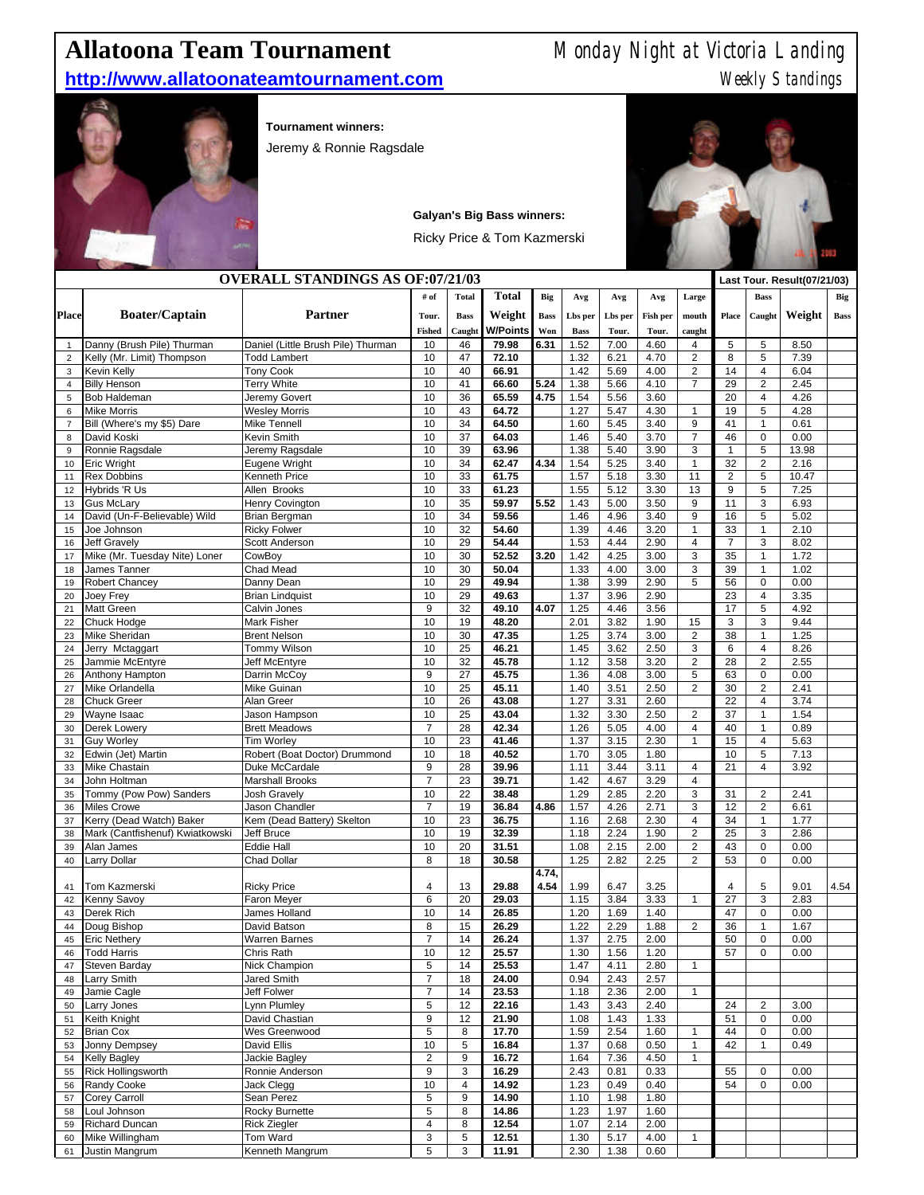# Allatoona Team Tournament

Monday Night at Victoria Landing

**http://www.allatoonateamtournament.com**

Weekly Standings

**Tournament winners:**

Jeremy & Ronnie Ragsdale

**Galyan's Big Bass winners:**

Ricky Price & Tom Kazmerski

## OVERALL STANDINGS AS OF:07/21/03

| Place | Boater/Captain | Partner | # of Tour. Fished | Total Bass Caught | Total Weight W/Points | Big Bass Won | Avg Lbs per Bass | Avg Lbs per Tour. | Avg Fish per Tour. | Large mouth caught | Last Tour. Result(07/21/03) Place | Bass Caught | Weight | Big Bass |
|---|---|---|---|---|---|---|---|---|---|---|---|---|---|---|
| 1 | Danny (Brush Pile) Thurman | Daniel (Little Brush Pile) Thurman | 10 | 46 | **79.98** | **6.31** | 1.52 | 7.00 | 4.60 | 4 | 5 | 5 | 8.50 | |
| 2 | Kelly (Mr. Limit) Thompson | Todd Lambert | 10 | 47 | **72.10** | | 1.32 | 6.21 | 4.70 | 2 | 8 | 5 | 7.39 | |
| 3 | Kevin Kelly | Tony Cook | 10 | 40 | **66.91** | | 1.42 | 5.69 | 4.00 | 2 | 14 | 4 | 6.04 | |
| 4 | Billy Henson | Terry White | 10 | 41 | **66.60** | **5.24** | 1.38 | 5.66 | 4.10 | 7 | 29 | 2 | 2.45 | |
| 5 | Bob Haldeman | Jeremy Govert | 10 | 36 | **65.59** | **4.75** | 1.54 | 5.56 | 3.60 | | 20 | 4 | 4.26 | |
| 6 | Mike Morris | Wesley Morris | 10 | 43 | **64.72** | | 1.27 | 5.47 | 4.30 | 1 | 19 | 5 | 4.28 | |
| 7 | Bill (Where's my $5) Dare | Mike Tennell | 10 | 34 | **64.50** | | 1.60 | 5.45 | 3.40 | 9 | 41 | 1 | 0.61 | |
| 8 | David Koski | Kevin Smith | 10 | 37 | **64.03** | | 1.46 | 5.40 | 3.70 | 7 | 46 | 0 | 0.00 | |
| 9 | Ronnie Ragsdale | Jeremy Ragsdale | 10 | 39 | **63.96** | | 1.38 | 5.40 | 3.90 | 3 | 1 | 5 | 13.98 | |
| 10 | Eric Wright | Eugene Wright | 10 | 34 | **62.47** | **4.34** | 1.54 | 5.25 | 3.40 | 1 | 32 | 2 | 2.16 | |
| 11 | Rex Dobbins | Kenneth Price | 10 | 33 | **61.75** | | 1.57 | 5.18 | 3.30 | 11 | 2 | 5 | 10.47 | |
| 12 | Hybrids 'R Us | Allen Brooks | 10 | 33 | **61.23** | | 1.55 | 5.12 | 3.30 | 13 | 9 | 5 | 7.25 | |
| 13 | Gus McLary | Henry Covington | 10 | 35 | **59.97** | **5.52** | 1.43 | 5.00 | 3.50 | 9 | 11 | 3 | 6.93 | |
| 14 | David (Un-F-Believable) Wild | Brian Bergman | 10 | 34 | **59.56** | | 1.46 | 4.96 | 3.40 | 9 | 16 | 5 | 5.02 | |
| 15 | Joe Johnson | Ricky Folwer | 10 | 32 | **54.60** | | 1.39 | 4.46 | 3.20 | 1 | 33 | 1 | 2.10 | |
| 16 | Jeff Gravely | Scott Anderson | 10 | 29 | **54.44** | | 1.53 | 4.44 | 2.90 | 4 | 7 | 3 | 8.02 | |
| 17 | Mike (Mr. Tuesday Nite) Loner | CowBoy | 10 | 30 | **52.52** | **3.20** | 1.42 | 4.25 | 3.00 | 3 | 35 | 1 | 1.72 | |
| 18 | James Tanner | Chad Mead | 10 | 30 | **50.04** | | 1.33 | 4.00 | 3.00 | 3 | 39 | 1 | 1.02 | |
| 19 | Robert Chancey | Danny Dean | 10 | 29 | **49.94** | | 1.38 | 3.99 | 2.90 | 5 | 56 | 0 | 0.00 | |
| 20 | Joey Frey | Brian Lindquist | 10 | 29 | **49.63** | | 1.37 | 3.96 | 2.90 | | 23 | 4 | 3.35 | |
| 21 | Matt Green | Calvin Jones | 9 | 32 | **49.10** | **4.07** | 1.25 | 4.46 | 3.56 | | 17 | 5 | 4.92 | |
| 22 | Chuck Hodge | Mark Fisher | 10 | 19 | **48.20** | | 2.01 | 3.82 | 1.90 | 15 | 3 | 3 | 9.44 | |
| 23 | Mike Sheridan | Brent Nelson | 10 | 30 | **47.35** | | 1.25 | 3.74 | 3.00 | 2 | 38 | 1 | 1.25 | |
| 24 | Jerry Mctaggart | Tommy Wilson | 10 | 25 | **46.21** | | 1.45 | 3.62 | 2.50 | 3 | 6 | 4 | 8.26 | |
| 25 | Jammie McEntyre | Jeff McEntyre | 10 | 32 | **45.78** | | 1.12 | 3.58 | 3.20 | 2 | 28 | 2 | 2.55 | |
| 26 | Anthony Hampton | Darrin McCoy | 9 | 27 | **45.75** | | 1.36 | 4.08 | 3.00 | 5 | 63 | 0 | 0.00 | |
| 27 | Mike Orlandella | Mike Guinan | 10 | 25 | **45.11** | | 1.40 | 3.51 | 2.50 | 2 | 30 | 2 | 2.41 | |
| 28 | Chuck Greer | Alan Greer | 10 | 26 | **43.08** | | 1.27 | 3.31 | 2.60 | | 22 | 4 | 3.74 | |
| 29 | Wayne Isaac | Jason Hampson | 10 | 25 | **43.04** | | 1.32 | 3.30 | 2.50 | 2 | 37 | 1 | 1.54 | |
| 30 | Derek Lowery | Brett Meadows | 7 | 28 | **42.34** | | 1.26 | 5.05 | 4.00 | 4 | 40 | 1 | 0.89 | |
| 31 | Guy Worley | Tim Worley | 10 | 23 | **41.46** | | 1.37 | 3.15 | 2.30 | 1 | 15 | 4 | 5.63 | |
| 32 | Edwin (Jet) Martin | Robert (Boat Doctor) Drummond | 10 | 18 | **40.52** | | 1.70 | 3.05 | 1.80 | | 10 | 5 | 7.13 | |
| 33 | Mike Chastain | Duke McCardale | 9 | 28 | **39.96** | | 1.11 | 3.44 | 3.11 | 4 | 21 | 4 | 3.92 | |
| 34 | John Holtman | Marshall Brooks | 7 | 23 | **39.71** | | 1.42 | 4.67 | 3.29 | 4 | | | | |
| 35 | Tommy (Pow Pow) Sanders | Josh Gravely | 10 | 22 | **38.48** | | 1.29 | 2.85 | 2.20 | 3 | 31 | 2 | 2.41 | |
| 36 | Miles Crowe | Jason Chandler | 7 | 19 | **36.84** | **4.86** | 1.57 | 4.26 | 2.71 | 3 | 12 | 2 | 6.61 | |
| 37 | Kerry (Dead Watch) Baker | Kem (Dead Battery) Skelton | 10 | 23 | **36.75** | | 1.16 | 2.68 | 2.30 | 4 | 34 | 1 | 1.77 | |
| 38 | Mark (Cantfishenuf) Kwiatkowski | Jeff Bruce | 10 | 19 | **32.39** | | 1.18 | 2.24 | 1.90 | 2 | 25 | 3 | 2.86 | |
| 39 | Alan James | Eddie Hall | 10 | 20 | **31.51** | | 1.08 | 2.15 | 2.00 | 2 | 43 | 0 | 0.00 | |
| 40 | Larry Dollar | Chad Dollar | 8 | 18 | **30.58** | | 1.25 | 2.82 | 2.25 | 2 | 53 | 0 | 0.00 | |
| 41 | Tom Kazmerski | Ricky Price | 4 | 13 | **29.88** | **4.74, 4.54** | 1.99 | 6.47 | 3.25 | | 4 | 5 | 9.01 | 4.54 |
| 42 | Kenny Savoy | Faron Meyer | 6 | 20 | **29.03** | | 1.15 | 3.84 | 3.33 | 1 | 27 | 3 | 2.83 | |
| 43 | Derek Rich | James Holland | 10 | 14 | **26.85** | | 1.20 | 1.69 | 1.40 | | 47 | 0 | 0.00 | |
| 44 | Doug Bishop | David Batson | 8 | 15 | **26.29** | | 1.22 | 2.29 | 1.88 | 2 | 36 | 1 | 1.67 | |
| 45 | Eric Nethery | Warren Barnes | 7 | 14 | **26.24** | | 1.37 | 2.75 | 2.00 | | 50 | 0 | 0.00 | |
| 46 | Todd Harris | Chris Rath | 10 | 12 | **25.57** | | 1.30 | 1.56 | 1.20 | | 57 | 0 | 0.00 | |
| 47 | Steven Barday | Nick Champion | 5 | 14 | **25.53** | | 1.47 | 4.11 | 2.80 | 1 | | | | |
| 48 | Larry Smith | Jared Smith | 7 | 18 | **24.00** | | 0.94 | 2.43 | 2.57 | | | | | |
| 49 | Jamie Cagle | Jeff Folwer | 7 | 14 | **23.53** | | 1.18 | 2.36 | 2.00 | 1 | | | | |
| 50 | Larry Jones | Lynn Plumley | 5 | 12 | **22.16** | | 1.43 | 3.43 | 2.40 | | 24 | 2 | 3.00 | |
| 51 | Keith Knight | David Chastian | 9 | 12 | **21.90** | | 1.08 | 1.43 | 1.33 | | 51 | 0 | 0.00 | |
| 52 | Brian Cox | Wes Greenwood | 5 | 8 | **17.70** | | 1.59 | 2.54 | 1.60 | 1 | 44 | 0 | 0.00 | |
| 53 | Jonny Dempsey | David Ellis | 10 | 5 | **16.84** | | 1.37 | 0.68 | 0.50 | 1 | 42 | 1 | 0.49 | |
| 54 | Kelly Bagley | Jackie Bagley | 2 | 9 | **16.72** | | 1.64 | 7.36 | 4.50 | 1 | | | | |
| 55 | Rick Hollingsworth | Ronnie Anderson | 9 | 3 | **16.29** | | 2.43 | 0.81 | 0.33 | | 55 | 0 | 0.00 | |
| 56 | Randy Cooke | Jack Clegg | 10 | 4 | **14.92** | | 1.23 | 0.49 | 0.40 | | 54 | 0 | 0.00 | |
| 57 | Corey Carroll | Sean Perez | 5 | 9 | **14.90** | | 1.10 | 1.98 | 1.80 | | | | | |
| 58 | Loul Johnson | Rocky Burnette | 5 | 8 | **14.86** | | 1.23 | 1.97 | 1.60 | | | | | |
| 59 | Richard Duncan | Rick Ziegler | 4 | 8 | **12.54** | | 1.07 | 2.14 | 2.00 | | | | | |
| 60 | Mike Willingham | Tom Ward | 3 | 5 | **12.51** | | 1.30 | 5.17 | 4.00 | 1 | | | | |
| 61 | Justin Mangrum | Kenneth Mangrum | 5 | 3 | **11.91** | | 2.30 | 1.38 | 0.60 | | | | | |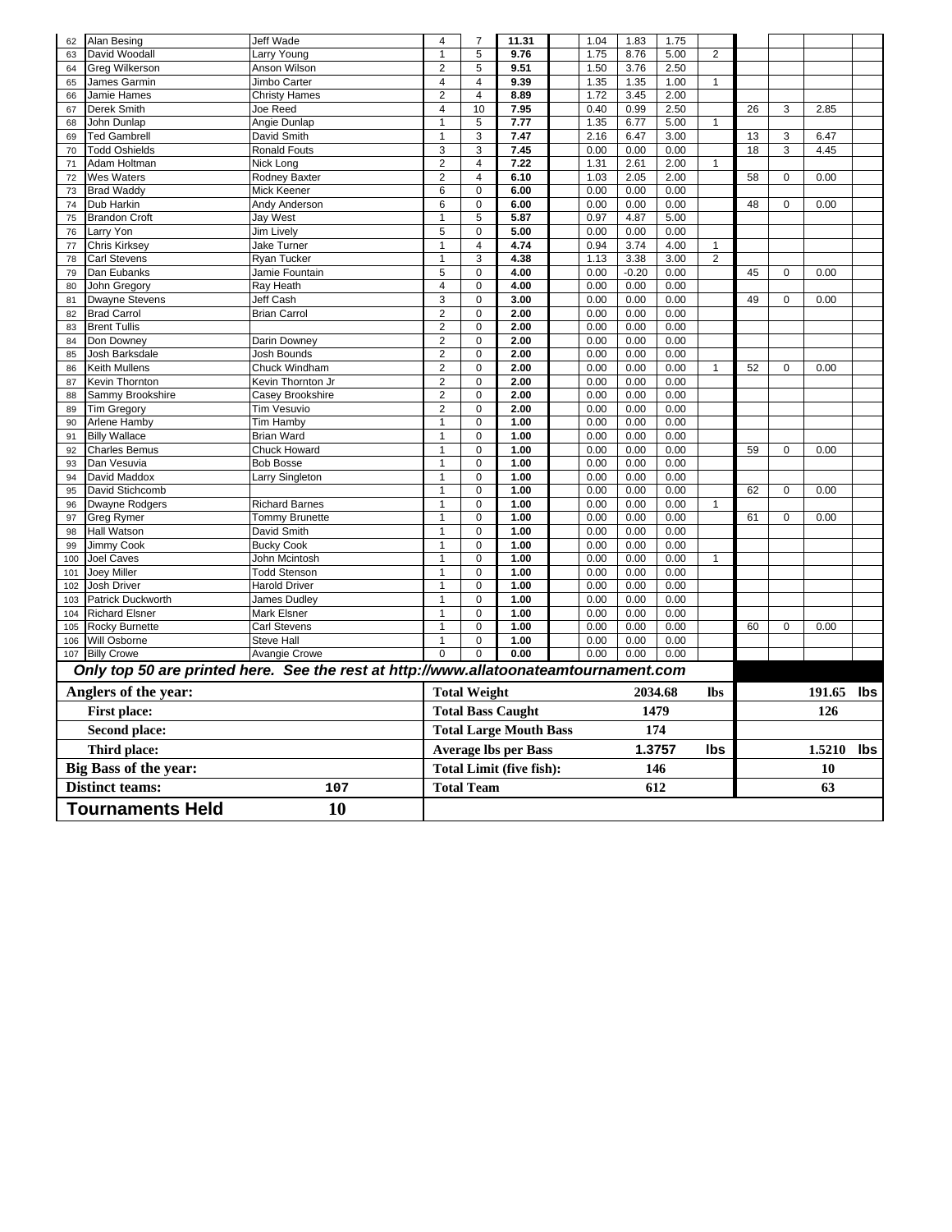| | | | | | | | | | | | | | | | |
|---|---|---|---|---|---|---|---|---|---|---|---|---|---|---|---|
| 62 | Alan Besing | Jeff Wade | 4 | 7 | 11.31 | | 1.04 | 1.83 | 1.75 | | | | | | |
| 63 | David Woodall | Larry Young | 1 | 5 | 9.76 | | 1.75 | 8.76 | 5.00 | 2 | | | | | |
| 64 | Greg Wilkerson | Anson Wilson | 2 | 5 | 9.51 | | 1.50 | 3.76 | 2.50 | | | | | | |
| 65 | James Garmin | Jimbo Carter | 4 | 4 | 9.39 | | 1.35 | 1.35 | 1.00 | 1 | | | | | |
| 66 | Jamie Hames | Christy Hames | 2 | 4 | 8.89 | | 1.72 | 3.45 | 2.00 | | | | | | |
| 67 | Derek Smith | Joe Reed | 4 | 10 | 7.95 | | 0.40 | 0.99 | 2.50 | | | 26 | 3 | 2.85 | |
| 68 | John Dunlap | Angie Dunlap | 1 | 5 | 7.77 | | 1.35 | 6.77 | 5.00 | 1 | | | | | |
| 69 | Ted Gambrell | David Smith | 1 | 3 | 7.47 | | 2.16 | 6.47 | 3.00 | | | 13 | 3 | 6.47 | |
| 70 | Todd Oshields | Ronald Fouts | 3 | 3 | 7.45 | | 0.00 | 0.00 | 0.00 | | | 18 | 3 | 4.45 | |
| 71 | Adam Holtman | Nick Long | 2 | 4 | 7.22 | | 1.31 | 2.61 | 2.00 | 1 | | | | | |
| 72 | Wes Waters | Rodney Baxter | 2 | 4 | 6.10 | | 1.03 | 2.05 | 2.00 | | | 58 | 0 | 0.00 | |
| 73 | Brad Waddy | Mick Keener | 6 | 0 | 6.00 | | 0.00 | 0.00 | 0.00 | | | | | | |
| 74 | Dub Harkin | Andy Anderson | 6 | 0 | 6.00 | | 0.00 | 0.00 | 0.00 | | | 48 | 0 | 0.00 | |
| 75 | Brandon Croft | Jay West | 1 | 5 | 5.87 | | 0.97 | 4.87 | 5.00 | | | | | | |
| 76 | Larry Yon | Jim Lively | 5 | 0 | 5.00 | | 0.00 | 0.00 | 0.00 | | | | | | |
| 77 | Chris Kirksey | Jake Turner | 1 | 4 | 4.74 | | 0.94 | 3.74 | 4.00 | 1 | | | | | |
| 78 | Carl Stevens | Ryan Tucker | 1 | 3 | 4.38 | | 1.13 | 3.38 | 3.00 | 2 | | | | | |
| 79 | Dan Eubanks | Jamie Fountain | 5 | 0 | 4.00 | | 0.00 | -0.20 | 0.00 | | | 45 | 0 | 0.00 | |
| 80 | John Gregory | Ray Heath | 4 | 0 | 4.00 | | 0.00 | 0.00 | 0.00 | | | | | | |
| 81 | Dwayne Stevens | Jeff Cash | 3 | 0 | 3.00 | | 0.00 | 0.00 | 0.00 | | | 49 | 0 | 0.00 | |
| 82 | Brad Carrol | Brian Carrol | 2 | 0 | 2.00 | | 0.00 | 0.00 | 0.00 | | | | | | |
| 83 | Brent Tullis | | 2 | 0 | 2.00 | | 0.00 | 0.00 | 0.00 | | | | | | |
| 84 | Don Downey | Darin Downey | 2 | 0 | 2.00 | | 0.00 | 0.00 | 0.00 | | | | | | |
| 85 | Josh Barksdale | Josh Bounds | 2 | 0 | 2.00 | | 0.00 | 0.00 | 0.00 | | | | | | |
| 86 | Keith Mullens | Chuck Windham | 2 | 0 | 2.00 | | 0.00 | 0.00 | 0.00 | 1 | | 52 | 0 | 0.00 | |
| 87 | Kevin Thornton | Kevin Thornton Jr | 2 | 0 | 2.00 | | 0.00 | 0.00 | 0.00 | | | | | | |
| 88 | Sammy Brookshire | Casey Brookshire | 2 | 0 | 2.00 | | 0.00 | 0.00 | 0.00 | | | | | | |
| 89 | Tim Gregory | Tim Vesuvio | 2 | 0 | 2.00 | | 0.00 | 0.00 | 0.00 | | | | | | |
| 90 | Arlene Hamby | Tim Hamby | 1 | 0 | 1.00 | | 0.00 | 0.00 | 0.00 | | | | | | |
| 91 | Billy Wallace | Brian Ward | 1 | 0 | 1.00 | | 0.00 | 0.00 | 0.00 | | | | | | |
| 92 | Charles Bemus | Chuck Howard | 1 | 0 | 1.00 | | 0.00 | 0.00 | 0.00 | | | 59 | 0 | 0.00 | |
| 93 | Dan Vesuvia | Bob Bosse | 1 | 0 | 1.00 | | 0.00 | 0.00 | 0.00 | | | | | | |
| 94 | David Maddox | Larry Singleton | 1 | 0 | 1.00 | | 0.00 | 0.00 | 0.00 | | | | | | |
| 95 | David Stichcomb | | 1 | 0 | 1.00 | | 0.00 | 0.00 | 0.00 | | | 62 | 0 | 0.00 | |
| 96 | Dwayne Rodgers | Richard Barnes | 1 | 0 | 1.00 | | 0.00 | 0.00 | 0.00 | 1 | | | | | |
| 97 | Greg Rymer | Tommy Brunette | 1 | 0 | 1.00 | | 0.00 | 0.00 | 0.00 | | | 61 | 0 | 0.00 | |
| 98 | Hall Watson | David Smith | 1 | 0 | 1.00 | | 0.00 | 0.00 | 0.00 | | | | | | |
| 99 | Jimmy Cook | Bucky Cook | 1 | 0 | 1.00 | | 0.00 | 0.00 | 0.00 | | | | | | |
| 100 | Joel Caves | John Mcintosh | 1 | 0 | 1.00 | | 0.00 | 0.00 | 0.00 | 1 | | | | | |
| 101 | Joey Miller | Todd Stenson | 1 | 0 | 1.00 | | 0.00 | 0.00 | 0.00 | | | | | | |
| 102 | Josh Driver | Harold Driver | 1 | 0 | 1.00 | | 0.00 | 0.00 | 0.00 | | | | | | |
| 103 | Patrick Duckworth | James Dudley | 1 | 0 | 1.00 | | 0.00 | 0.00 | 0.00 | | | | | | |
| 104 | Richard Elsner | Mark Elsner | 1 | 0 | 1.00 | | 0.00 | 0.00 | 0.00 | | | | | | |
| 105 | Rocky Burnette | Carl Stevens | 1 | 0 | 1.00 | | 0.00 | 0.00 | 0.00 | | | 60 | 0 | 0.00 | |
| 106 | Will Osborne | Steve Hall | 1 | 0 | 1.00 | | 0.00 | 0.00 | 0.00 | | | | | | |
| 107 | Billy Crowe | Avangie Crowe | 0 | 0 | 0.00 | | 0.00 | 0.00 | 0.00 | | | | | | |

***Only top 50 are printed here. See the rest at http://www.allatoonateamtournament.com***

| | | | | | |
|---|---|---|---|---|---|
| **Anglers of the year:** | | **Total Weight** | **2034.68** | **lbs** | **191.65 lbs** |
| **First place:** | | **Total Bass Caught** | **1479** | | **126** |
| **Second place:** | | **Total Large Mouth Bass** | **174** | | |
| **Third place:** | | **Average lbs per Bass** | **1.3757** | **lbs** | **1.5210 lbs** |
| **Big Bass of the year:** | | **Total Limit (five fish):** | **146** | | **10** |
| **Distinct teams:** | 107 | **Total Team** | **612** | | **63** |
| **Tournaments Held** | **10** | | | | |